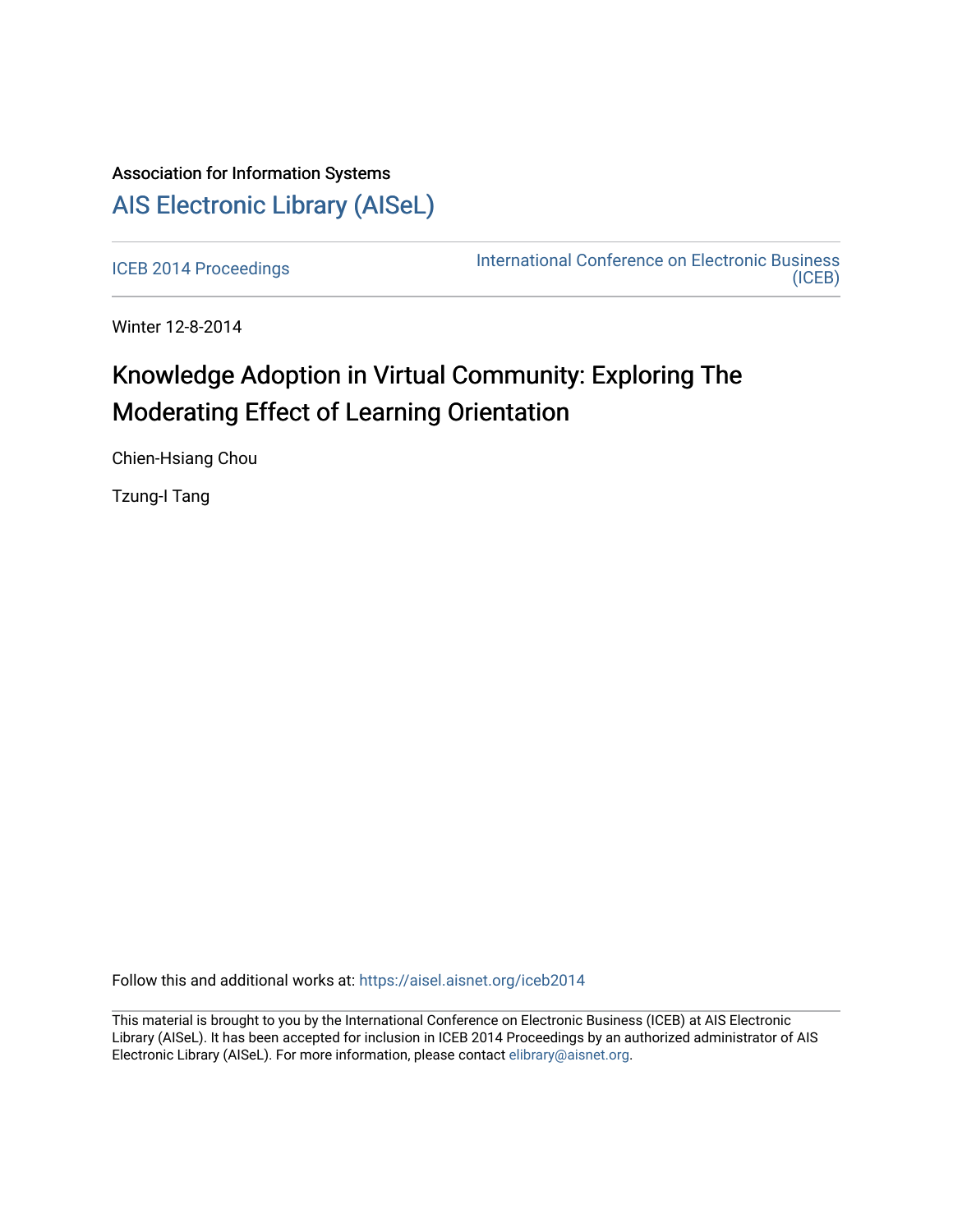Association for Information Systems

# AIS Electronic Library (AISeL)

ICEB 2014 Proceedings

International Conference on Electronic Business (ICEB)

Winter 12-8-2014

# Knowledge Adoption in Virtual Community: Exploring The Moderating Effect of Learning Orientation

Chien-Hsiang Chou

Tzung-I Tang

Follow this and additional works at: https://aisel.aisnet.org/iceb2014

This material is brought to you by the International Conference on Electronic Business (ICEB) at AIS Electronic Library (AISeL). It has been accepted for inclusion in ICEB 2014 Proceedings by an authorized administrator of AIS Electronic Library (AISeL). For more information, please contact elibrary@aisnet.org.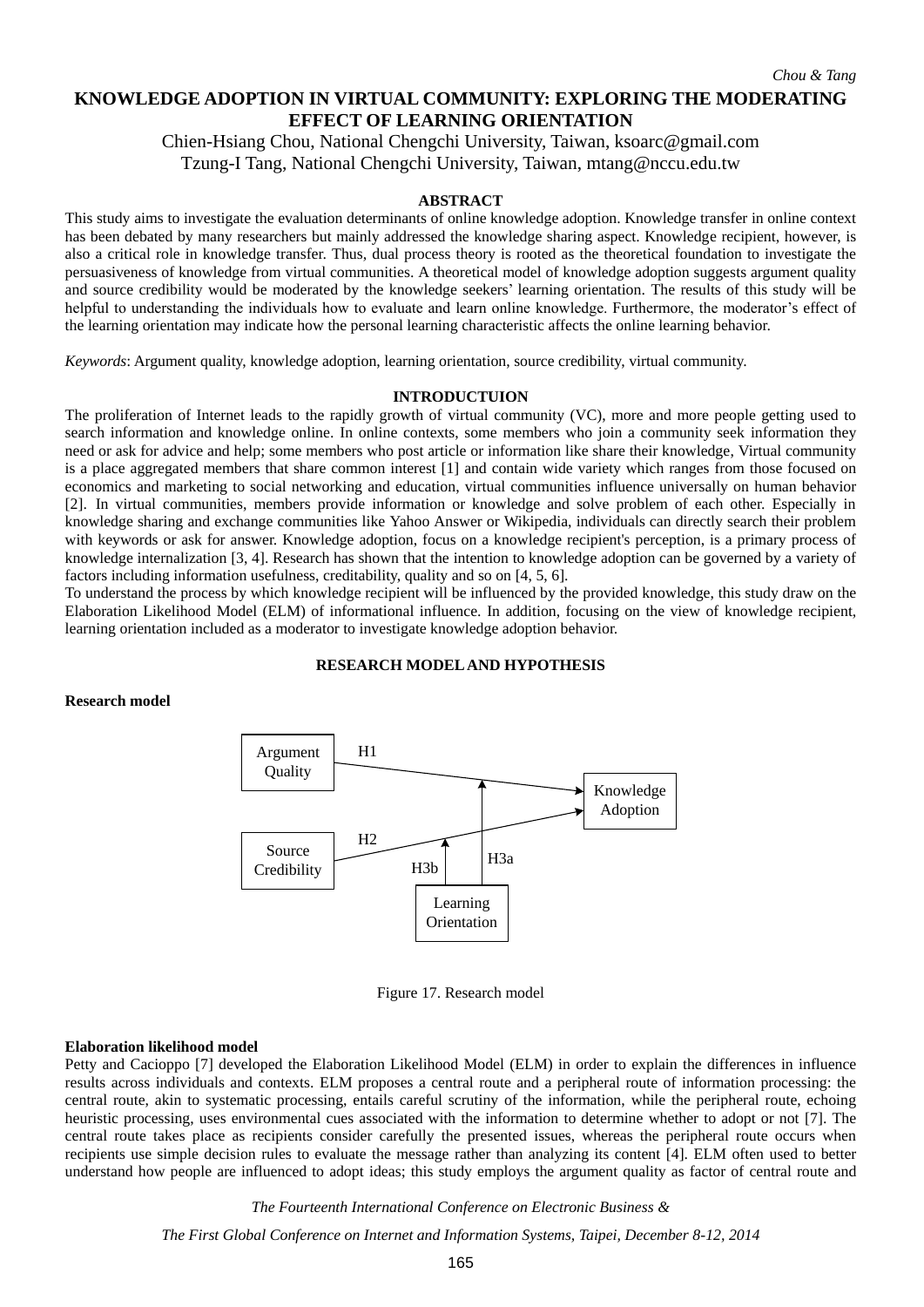# KNOWLEDGE ADOPTION IN VIRTUAL COMMUNITY: EXPLORING THE MODERATING EFFECT OF LEARNING ORIENTATION

Chien-Hsiang Chou, National Chengchi University, Taiwan, ksoarc@gmail.com
Tzung-I Tang, National Chengchi University, Taiwan, mtang@nccu.edu.tw

## ABSTRACT

This study aims to investigate the evaluation determinants of online knowledge adoption. Knowledge transfer in online context has been debated by many researchers but mainly addressed the knowledge sharing aspect. Knowledge recipient, however, is also a critical role in knowledge transfer. Thus, dual process theory is rooted as the theoretical foundation to investigate the persuasiveness of knowledge from virtual communities. A theoretical model of knowledge adoption suggests argument quality and source credibility would be moderated by the knowledge seekers' learning orientation. The results of this study will be helpful to understanding the individuals how to evaluate and learn online knowledge. Furthermore, the moderator's effect of the learning orientation may indicate how the personal learning characteristic affects the online learning behavior.

*Keywords*: Argument quality, knowledge adoption, learning orientation, source credibility, virtual community.

## INTRODUCTUION

The proliferation of Internet leads to the rapidly growth of virtual community (VC), more and more people getting used to search information and knowledge online. In online contexts, some members who join a community seek information they need or ask for advice and help; some members who post article or information like share their knowledge, Virtual community is a place aggregated members that share common interest [1] and contain wide variety which ranges from those focused on economics and marketing to social networking and education, virtual communities influence universally on human behavior [2]. In virtual communities, members provide information or knowledge and solve problem of each other. Especially in knowledge sharing and exchange communities like Yahoo Answer or Wikipedia, individuals can directly search their problem with keywords or ask for answer. Knowledge adoption, focus on a knowledge recipient's perception, is a primary process of knowledge internalization [3, 4]. Research has shown that the intention to knowledge adoption can be governed by a variety of factors including information usefulness, creditability, quality and so on [4, 5, 6].

To understand the process by which knowledge recipient will be influenced by the provided knowledge, this study draw on the Elaboration Likelihood Model (ELM) of informational influence. In addition, focusing on the view of knowledge recipient, learning orientation included as a moderator to investigate knowledge adoption behavior.

## RESEARCH MODEL AND HYPOTHESIS

### Research model

Figure 17. Research model

### Elaboration likelihood model

Petty and Cacioppo [7] developed the Elaboration Likelihood Model (ELM) in order to explain the differences in influence results across individuals and contexts. ELM proposes a central route and a peripheral route of information processing: the central route, akin to systematic processing, entails careful scrutiny of the information, while the peripheral route, echoing heuristic processing, uses environmental cues associated with the information to determine whether to adopt or not [7]. The central route takes place as recipients consider carefully the presented issues, whereas the peripheral route occurs when recipients use simple decision rules to evaluate the message rather than analyzing its content [4]. ELM often used to better understand how people are influenced to adopt ideas; this study employs the argument quality as factor of central route and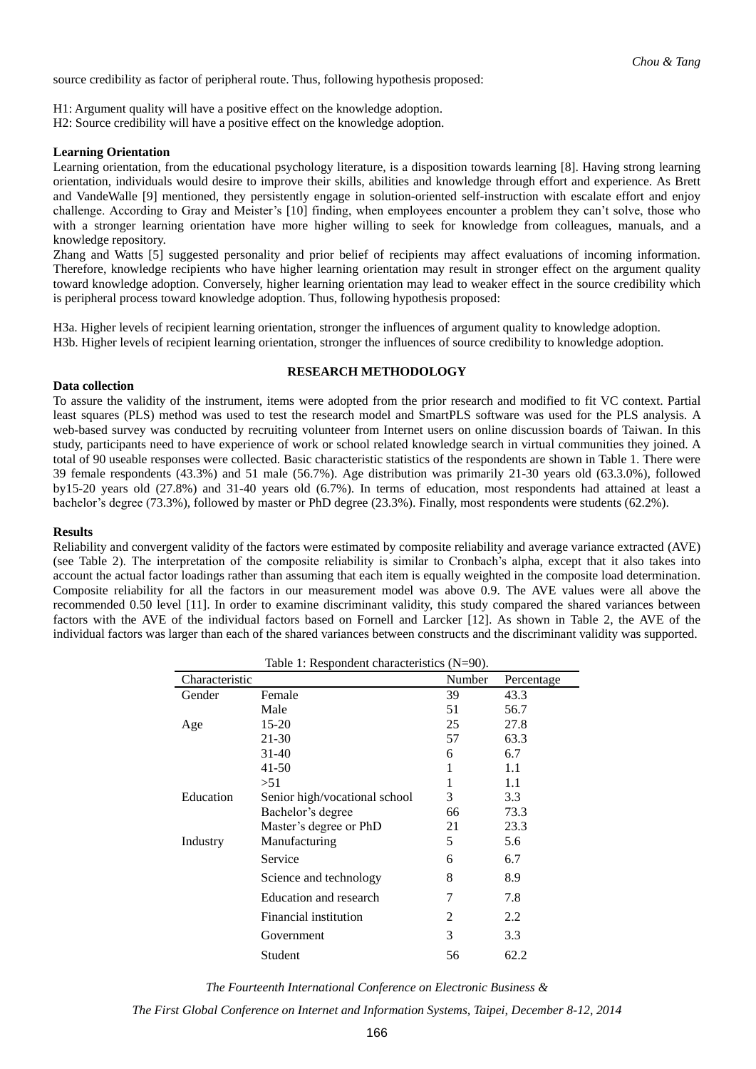source credibility as factor of peripheral route. Thus, following hypothesis proposed:

H1: Argument quality will have a positive effect on the knowledge adoption.
H2: Source credibility will have a positive effect on the knowledge adoption.

**Learning Orientation**

Learning orientation, from the educational psychology literature, is a disposition towards learning [8]. Having strong learning orientation, individuals would desire to improve their skills, abilities and knowledge through effort and experience. As Brett and VandeWalle [9] mentioned, they persistently engage in solution-oriented self-instruction with escalate effort and enjoy challenge. According to Gray and Meister's [10] finding, when employees encounter a problem they can't solve, those who with a stronger learning orientation have more higher willing to seek for knowledge from colleagues, manuals, and a knowledge repository.

Zhang and Watts [5] suggested personality and prior belief of recipients may affect evaluations of incoming information. Therefore, knowledge recipients who have higher learning orientation may result in stronger effect on the argument quality toward knowledge adoption. Conversely, higher learning orientation may lead to weaker effect in the source credibility which is peripheral process toward knowledge adoption. Thus, following hypothesis proposed:

H3a. Higher levels of recipient learning orientation, stronger the influences of argument quality to knowledge adoption.
H3b. Higher levels of recipient learning orientation, stronger the influences of source credibility to knowledge adoption.

## RESEARCH METHODOLOGY

**Data collection**

To assure the validity of the instrument, items were adopted from the prior research and modified to fit VC context. Partial least squares (PLS) method was used to test the research model and SmartPLS software was used for the PLS analysis. A web-based survey was conducted by recruiting volunteer from Internet users on online discussion boards of Taiwan. In this study, participants need to have experience of work or school related knowledge search in virtual communities they joined. A total of 90 useable responses were collected. Basic characteristic statistics of the respondents are shown in Table 1. There were 39 female respondents (43.3%) and 51 male (56.7%). Age distribution was primarily 21-30 years old (63.3.0%), followed by15-20 years old (27.8%) and 31-40 years old (6.7%). In terms of education, most respondents had attained at least a bachelor's degree (73.3%), followed by master or PhD degree (23.3%). Finally, most respondents were students (62.2%).

**Results**

Reliability and convergent validity of the factors were estimated by composite reliability and average variance extracted (AVE) (see Table 2). The interpretation of the composite reliability is similar to Cronbach's alpha, except that it also takes into account the actual factor loadings rather than assuming that each item is equally weighted in the composite load determination. Composite reliability for all the factors in our measurement model was above 0.9. The AVE values were all above the recommended 0.50 level [11]. In order to examine discriminant validity, this study compared the shared variances between factors with the AVE of the individual factors based on Fornell and Larcker [12]. As shown in Table 2, the AVE of the individual factors was larger than each of the shared variances between constructs and the discriminant validity was supported.

Table 1: Respondent characteristics (N=90).

| Characteristic | | Number | Percentage |
|---|---|---|---|
| Gender | Female | 39 | 43.3 |
| | Male | 51 | 56.7 |
| Age | 15-20 | 25 | 27.8 |
| | 21-30 | 57 | 63.3 |
| | 31-40 | 6 | 6.7 |
| | 41-50 | 1 | 1.1 |
| | >51 | 1 | 1.1 |
| Education | Senior high/vocational school | 3 | 3.3 |
| | Bachelor's degree | 66 | 73.3 |
| | Master's degree or PhD | 21 | 23.3 |
| Industry | Manufacturing | 5 | 5.6 |
| | Service | 6 | 6.7 |
| | Science and technology | 8 | 8.9 |
| | Education and research | 7 | 7.8 |
| | Financial institution | 2 | 2.2 |
| | Government | 3 | 3.3 |
| | Student | 56 | 62.2 |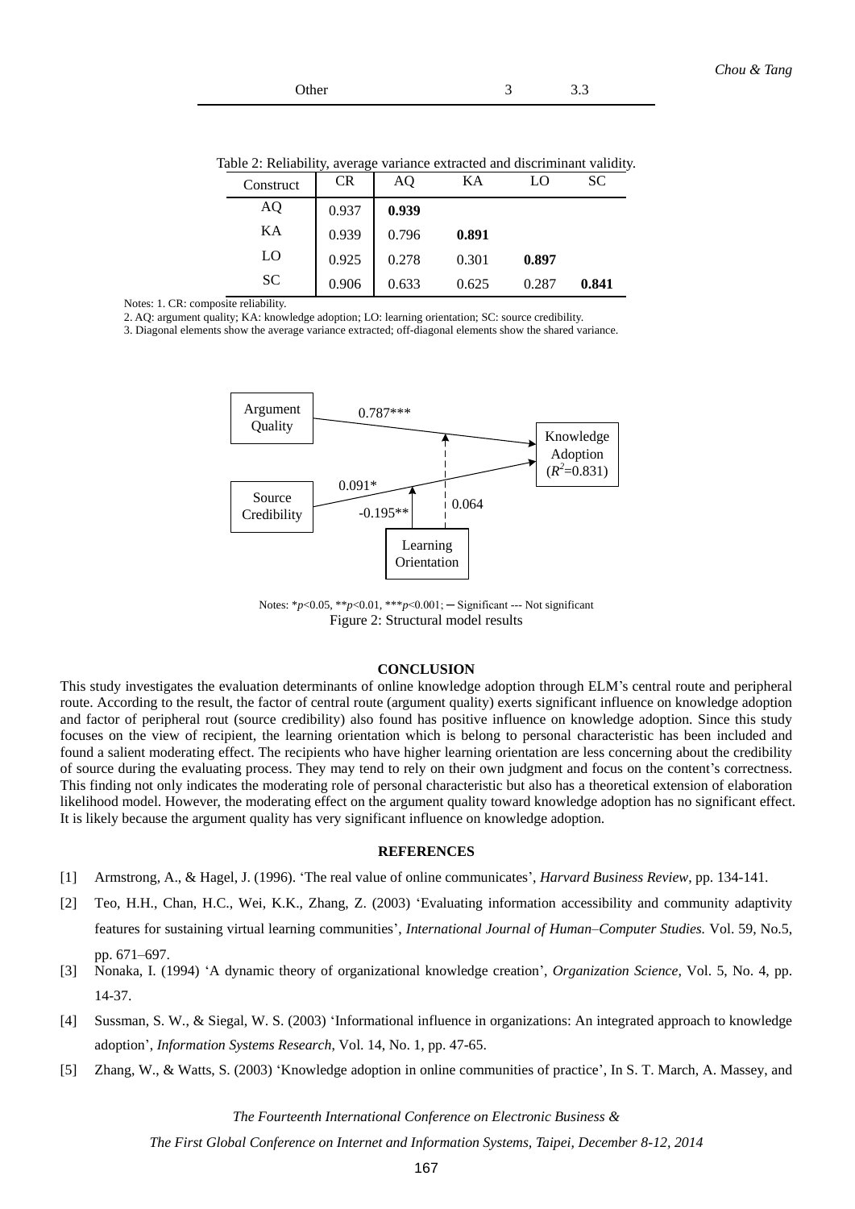| Other | 3 | 3.3 |
|---|---|---|

Table 2: Reliability, average variance extracted and discriminant validity.

| Construct | CR | AQ | KA | LO | SC |
|---|---|---|---|---|---|
| AQ | 0.937 | **0.939** | | | |
| KA | 0.939 | 0.796 | **0.891** | | |
| LO | 0.925 | 0.278 | 0.301 | **0.897** | |
| SC | 0.906 | 0.633 | 0.625 | 0.287 | **0.841** |

Notes: 1. CR: composite reliability.

2. AQ: argument quality; KA: knowledge adoption; LO: learning orientation; SC: source credibility.

3. Diagonal elements show the average variance extracted; off-diagonal elements show the shared variance.

Argument Quality → Knowledge Adoption ($R^2$=0.831): 0.787***

Source Credibility → Knowledge Adoption: 0.091*

Learning Orientation (moderating Source Credibility): -0.195**

Learning Orientation (moderating Argument Quality): 0.064

Notes: *$p$<0.05, **$p$<0.01, ***$p$<0.001; ─ Significant --- Not significant

Figure 2: Structural model results

## CONCLUSION

This study investigates the evaluation determinants of online knowledge adoption through ELM's central route and peripheral route. According to the result, the factor of central route (argument quality) exerts significant influence on knowledge adoption and factor of peripheral rout (source credibility) also found has positive influence on knowledge adoption. Since this study focuses on the view of recipient, the learning orientation which is belong to personal characteristic has been included and found a salient moderating effect. The recipients who have higher learning orientation are less concerning about the credibility of source during the evaluating process. They may tend to rely on their own judgment and focus on the content's correctness. This finding not only indicates the moderating role of personal characteristic but also has a theoretical extension of elaboration likelihood model. However, the moderating effect on the argument quality toward knowledge adoption has no significant effect. It is likely because the argument quality has very significant influence on knowledge adoption.

## REFERENCES

[1] Armstrong, A., & Hagel, J. (1996). 'The real value of online communicates', *Harvard Business Review*, pp. 134-141.

[2] Teo, H.H., Chan, H.C., Wei, K.K., Zhang, Z. (2003) 'Evaluating information accessibility and community adaptivity features for sustaining virtual learning communities', *International Journal of Human–Computer Studies.* Vol. 59, No.5, pp. 671–697.

[3] Nonaka, I. (1994) 'A dynamic theory of organizational knowledge creation', *Organization Science*, Vol. 5, No. 4, pp. 14-37.

[4] Sussman, S. W., & Siegal, W. S. (2003) 'Informational influence in organizations: An integrated approach to knowledge adoption', *Information Systems Research*, Vol. 14, No. 1, pp. 47-65.

[5] Zhang, W., & Watts, S. (2003) 'Knowledge adoption in online communities of practice', In S. T. March, A. Massey, and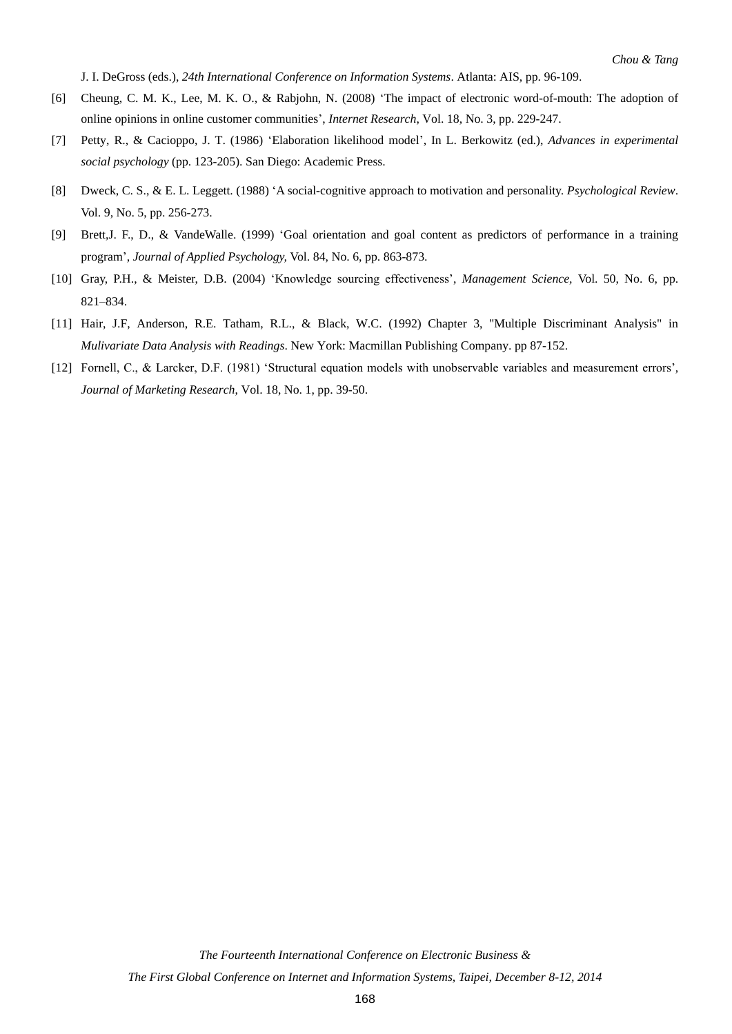J. I. DeGross (eds.), *24th International Conference on Information Systems*. Atlanta: AIS, pp. 96-109.

[6] Cheung, C. M. K., Lee, M. K. O., & Rabjohn, N. (2008) 'The impact of electronic word-of-mouth: The adoption of online opinions in online customer communities', *Internet Research*, Vol. 18, No. 3, pp. 229-247.

[7] Petty, R., & Cacioppo, J. T. (1986) 'Elaboration likelihood model', In L. Berkowitz (ed.), *Advances in experimental social psychology* (pp. 123-205). San Diego: Academic Press.

[8] Dweck, C. S., & E. L. Leggett. (1988) 'A social-cognitive approach to motivation and personality. *Psychological Review*. Vol. 9, No. 5, pp. 256-273.

[9] Brett,J. F., D., & VandeWalle. (1999) 'Goal orientation and goal content as predictors of performance in a training program', *Journal of Applied Psychology*, Vol. 84, No. 6, pp. 863-873.

[10] Gray, P.H., & Meister, D.B. (2004) 'Knowledge sourcing effectiveness', *Management Science*, Vol. 50, No. 6, pp. 821–834.

[11] Hair, J.F, Anderson, R.E. Tatham, R.L., & Black, W.C. (1992) Chapter 3, "Multiple Discriminant Analysis" in *Mulivariate Data Analysis with Readings*. New York: Macmillan Publishing Company. pp 87-152.

[12] Fornell, C., & Larcker, D.F. (1981) 'Structural equation models with unobservable variables and measurement errors', *Journal of Marketing Research*, Vol. 18, No. 1, pp. 39-50.